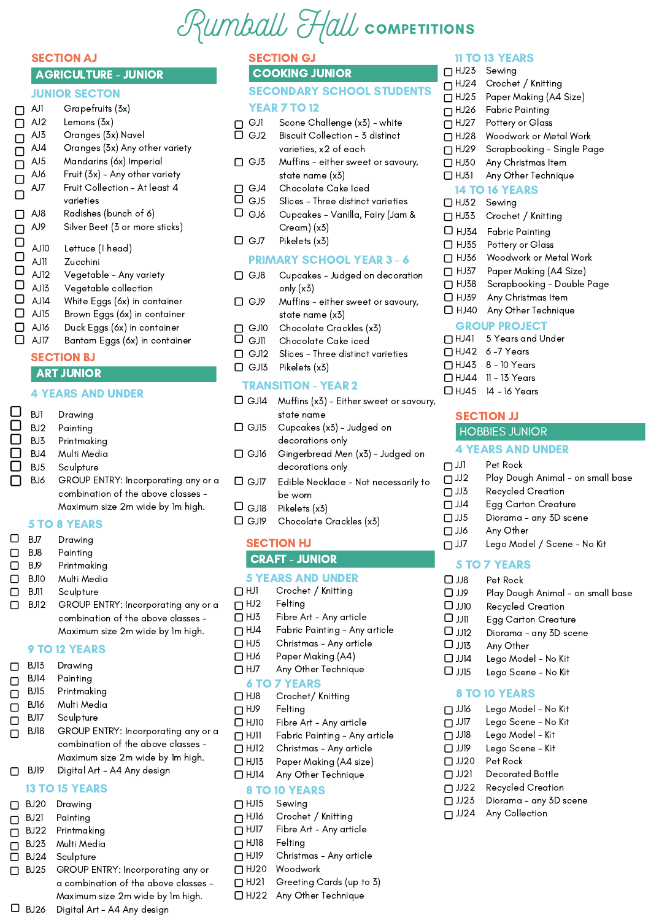# Rumball Hall COMPETITIONS

## SECTION AJ

### AGRICULTURE - JUNIOR

#### JUNIOR SECTON

- ☐ AJ1 Grapefruits (3x)
- ☐ AJ2 Lemons (3x)
- ☐ AJ3 Oranges (3x) Navel
- ☐ AJ4 Oranges (3x) Any other variety
- ☐ AJ5 Mandarins (6x) Imperial
- ☐ AJ6 Fruit (3x) - Any other variety
- ☐ AJ7 Fruit Collection - At least 4 varieties
- ☐ AJ8 Radishes (bunch of 6)
- ☐ AJ9 Silver Beet (3 or more sticks)
- ☐ AJ10 Lettuce (1 head)
- ☐ AJ11 Zucchini
- ☐ AJ12 Vegetable - Any variety
- ☐ AJ13 Vegetable collection
- ☐ AJ14 White Eggs (6x) in container
- ☐ AJ15 Brown Eggs (6x) in container
- ☐ AJ16 Duck Eggs (6x) in container
- ☐ AJ17 Bantam Eggs (6x) in container

## SECTION BJ

### ART JUNIOR

#### 4 YEARS AND UNDER

- ☐ BJ1 Drawing
- ☐ BJ2 Painting
- ☐ BJ3 Printmaking
- ☐ BJ4 Multi Media
- ☐ BJ5 Sculpture
- ☐ BJ6 GROUP ENTRY: Incorporating any or a combination of the above classes - Maximum size 2m wide by 1m high.

#### 5 TO 8 YEARS

- ☐ BJ7 Drawing
- ☐ BJ8 Painting
- ☐ BJ9 Printmaking
- ☐ BJ10 Multi Media
- ☐ BJ11 Sculpture
- ☐ BJ12 GROUP ENTRY: Incorporating any or a combination of the above classes - Maximum size 2m wide by 1m high.

#### 9 TO 12 YEARS

- ☐ BJ13 Drawing
- ☐ BJ14 Painting
- ☐ BJ15 Printmaking
- ☐ BJ16 Multi Media
- ☐ BJ17 Sculpture
- ☐ BJ18 GROUP ENTRY: Incorporating any or a combination of the above classes - Maximum size 2m wide by 1m high.
- ☐ BJ19 Digital Art - A4 Any design

#### 13 TO 15 YEARS

- ☐ BJ20 Drawing
- ☐ BJ21 Painting
- ☐ BJ22 Printmaking
- ☐ BJ23 Multi Media
- ☐ BJ24 Sculpture
- ☐ BJ25 GROUP ENTRY: Incorporating any or a combination of the above classes - Maximum size 2m wide by 1m high.
- ☐ BJ26 Digital Art - A4 Any design

## SECTION GJ

### COOKING JUNIOR

#### SECONDARY SCHOOL STUDENTS

#### YEAR 7 TO 12

- ☐ GJ1 Scone Challenge (x3) - white
- ☐ GJ2 Biscuit Collection - 3 distinct varieties, x2 of each
- ☐ GJ3 Muffins - either sweet or savoury, state name (x3)
- ☐ GJ4 Chocolate Cake Iced
- ☐ GJ5 Slices - Three distinct varieties
- ☐ GJ6 Cupcakes - Vanilla, Fairy (Jam & Cream) (x3)
- ☐ GJ7 Pikelets (x3)

#### PRIMARY SCHOOL YEAR 3 - 6

- ☐ GJ8 Cupcakes - Judged on decoration only (x3)
- ☐ GJ9 Muffins - either sweet or savoury, state name (x3)
- ☐ GJ10 Chocolate Crackles (x3)
- ☐ GJ11 Chocolate Cake iced
- ☐ GJ12 Slices - Three distinct varieties
- ☐ GJ13 Pikelets (x3)

#### TRANSITION - YEAR 2

- ☐ GJ14 Muffins (x3) - Either sweet or savoury, state name
- ☐ GJ15 Cupcakes (x3) - Judged on decorations only
- ☐ GJ16 Gingerbread Men (x3) - Judged on decorations only
- ☐ GJ17 Edible Necklace - Not necessarily to be worn
- ☐ GJ18 Pikelets (x3)
- ☐ GJ19 Chocolate Crackles (x3)

## SECTION HJ

### CRAFT - JUNIOR

#### 5 YEARS AND UNDER

- ☐ HJ1 Crochet / Knitting
- ☐ HJ2 Felting
- ☐ HJ3 Fibre Art - Any article
- ☐ HJ4 Fabric Painting - Any article
- ☐ HJ5 Christmas - Any article
- ☐ HJ6 Paper Making (A4)
- ☐ HJ7 Any Other Technique

#### 6 TO 7 YEARS

- ☐ HJ8 Crochet/ Knitting
- ☐ HJ9 Felting
- ☐ HJ10 Fibre Art - Any article
- ☐ HJ11 Fabric Painting - Any article
- ☐ HJ12 Christmas - Any article
- ☐ HJ13 Paper Making (A4 size)
- ☐ HJ14 Any Other Technique

#### 8 TO 10 YEARS

- ☐ HJ15 Sewing
- ☐ HJ16 Crochet / Knitting
- ☐ HJ17 Fibre Art - Any article
- ☐ HJ18 Felting
- ☐ HJ19 Christmas - Any article
- ☐ HJ20 Woodwork
- ☐ HJ21 Greeting Cards (up to 3)
- ☐ HJ22 Any Other Technique

#### 11 TO 13 YEARS

- ☐ HJ23 Sewing
- ☐ HJ24 Crochet / Knitting
- ☐ HJ25 Paper Making (A4 Size)
- ☐ HJ26 Fabric Painting
- ☐ HJ27 Pottery or Glass
- ☐ HJ28 Woodwork or Metal Work
- ☐ HJ29 Scrapbooking - Single Page
- ☐ HJ30 Any Christmas Item
- ☐ HJ31 Any Other Technique

#### 14 TO 16 YEARS

- ☐ HJ32 Sewing
- ☐ HJ33 Crochet / Knitting
- ☐ HJ34 Fabric Painting
- ☐ HJ35 Pottery or Glass
- ☐ HJ36 Woodwork or Metal Work
- ☐ HJ37 Paper Making (A4 Size)
- ☐ HJ38 Scrapbooking - Double Page
- ☐ HJ39 Any Christmas Item
- ☐ HJ40 Any Other Technique

#### GROUP PROJECT

- ☐ HJ41 5 Years and Under
- ☐ HJ42 6 -7 Years
- ☐ HJ43 8 - 10 Years
- ☐ HJ44 11 - 13 Years
- ☐ HJ45 14 - 16 Years

## SECTION JJ

### HOBBIES JUNIOR

#### 4 YEARS AND UNDER

- ☐ JJ1 Pet Rock
- ☐ JJ2 Play Dough Animal - on small base
- ☐ JJ3 Recycled Creation
- ☐ JJ4 Egg Carton Creature
- ☐ JJ5 Diorama - any 3D scene
- ☐ JJ6 Any Other
- ☐ JJ7 Lego Model / Scene - No Kit

#### 5 TO 7 YEARS

- ☐ JJ8 Pet Rock
- ☐ JJ9 Play Dough Animal - on small base
- ☐ JJ10 Recycled Creation
- ☐ JJ11 Egg Carton Creature
- ☐ JJ12 Diorama - any 3D scene
- ☐ JJ13 Any Other
- ☐ JJ14 Lego Model - No Kit
- ☐ JJ15 Lego Scene - No Kit

#### 8 TO 10 YEARS

- ☐ JJ16 Lego Model - No Kit
- ☐ JJ17 Lego Scene - No Kit
- ☐ JJ18 Lego Model - Kit
- ☐ JJ19 Lego Scene - Kit
- ☐ JJ20 Pet Rock
- ☐ JJ21 Decorated Bottle
- ☐ JJ22 Recycled Creation
- ☐ JJ23 Diorama - any 3D scene
- ☐ JJ24 Any Collection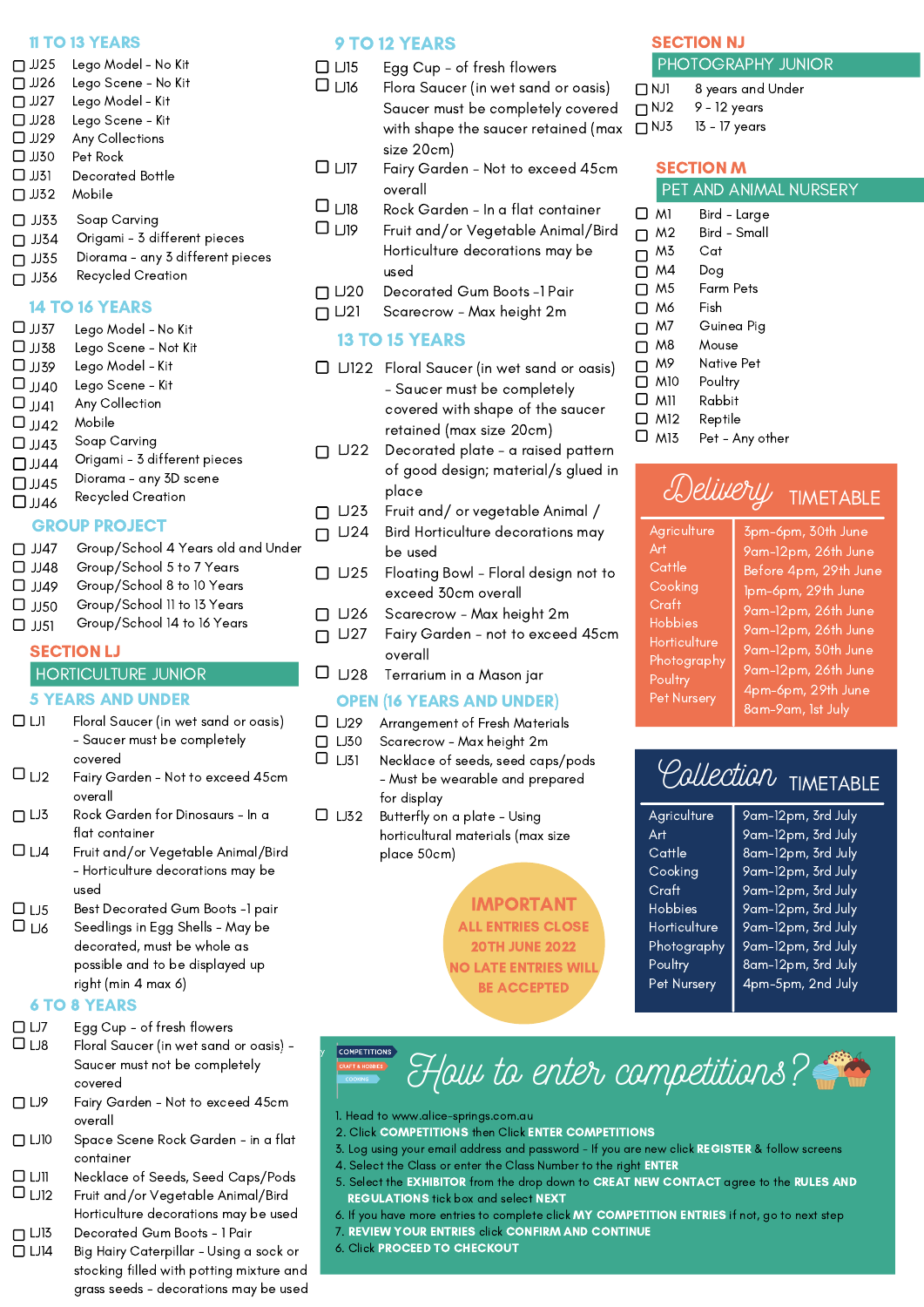## 11 TO 13 YEARS

- ☐ JJ25 Lego Model - No Kit
- ☐ JJ26 Lego Scene - No Kit
- ☐ JJ27 Lego Model - Kit
- ☐ JJ28 Lego Scene - Kit
- ☐ JJ29 Any Collections
- ☐ JJ30 Pet Rock
- ☐ JJ31 Decorated Bottle
- ☐ JJ32 Mobile
- ☐ JJ33 Soap Carving
- ☐ JJ34 Origami - 3 different pieces
- ☐ JJ35 Diorama - any 3 different pieces
- ☐ JJ36 Recycled Creation

## 14 TO 16 YEARS

- ☐ JJ37 Lego Model - No Kit
- ☐ JJ38 Lego Scene - Not Kit
- ☐ JJ39 Lego Model - Kit
- ☐ JJ40 Lego Scene - Kit
- ☐ JJ41 Any Collection
- ☐ JJ42 Mobile
- ☐ JJ43 Soap Carving
- ☐ JJ44 Origami - 3 different pieces
- ☐ JJ45 Diorama - any 3D scene
- ☐ JJ46 Recycled Creation

## GROUP PROJECT

- ☐ JJ47 Group/School 4 Years old and Under
- ☐ JJ48 Group/School 5 to 7 Years
- ☐ JJ49 Group/School 8 to 10 Years
- ☐ JJ50 Group/School 11 to 13 Years
- ☐ JJ51 Group/School 14 to 16 Years

# SECTION LJ

## HORTICULTURE JUNIOR

## 5 YEARS AND UNDER

- ☐ LJ1 Floral Saucer (in wet sand or oasis) - Saucer must be completely covered
- ☐ LJ2 Fairy Garden - Not to exceed 45cm overall
- ☐ LJ3 Rock Garden for Dinosaurs - In a flat container
- ☐ LJ4 Fruit and/or Vegetable Animal/Bird - Horticulture decorations may be used
- ☐ LJ5 Best Decorated Gum Boots -1 pair
- ☐ LJ6 Seedlings in Egg Shells - May be decorated, must be whole as possible and to be displayed up right (min 4 max 6)

## 6 TO 8 YEARS

- ☐ LJ7 Egg Cup - of fresh flowers
- ☐ LJ8 Floral Saucer (in wet sand or oasis) - Saucer must not be completely covered
- ☐ LJ9 Fairy Garden - Not to exceed 45cm overall
- ☐ LJ10 Space Scene Rock Garden - in a flat container
- ☐ LJ11 Necklace of Seeds, Seed Caps/Pods
- ☐ LJ12 Fruit and/or Vegetable Animal/Bird Horticulture decorations may be used
- ☐ LJ13 Decorated Gum Boots - 1 Pair
- ☐ LJ14 Big Hairy Caterpillar - Using a sock or stocking filled with potting mixture and grass seeds - decorations may be used

## 9 TO 12 YEARS

- ☐ LJ15 Egg Cup - of fresh flowers
- ☐ LJ16 Flora Saucer (in wet sand or oasis) Saucer must be completely covered with shape the saucer retained (max size 20cm)
- ☐ LJ17 Fairy Garden - Not to exceed 45cm overall
- ☐ LJ18 Rock Garden - In a flat container
- ☐ LJ19 Fruit and/or Vegetable Animal/Bird Horticulture decorations may be used
- ☐ LJ20 Decorated Gum Boots -1 Pair
- ☐ LJ21 Scarecrow - Max height 2m

## 13 TO 15 YEARS

- ☐ LJ122 Floral Saucer (in wet sand or oasis) - Saucer must be completely covered with shape of the saucer retained (max size 20cm)
- ☐ LJ22 Decorated plate - a raised pattern of good design; material/s glued in place
- ☐ LJ23 Fruit and/ or vegetable Animal /
- ☐ LJ24 Bird Horticulture decorations may be used
- ☐ LJ25 Floating Bowl - Floral design not to exceed 30cm overall
- ☐ LJ26 Scarecrow - Max height 2m
- ☐ LJ27 Fairy Garden - not to exceed 45cm overall
- ☐ LJ28 Terrarium in a Mason jar

## OPEN (16 YEARS AND UNDER)

- ☐ LJ29 Arrangement of Fresh Materials
- ☐ LJ30 Scarecrow - Max height 2m
- ☐ LJ31 Necklace of seeds, seed caps/pods - Must be wearable and prepared for display
- ☐ LJ32 Butterfly on a plate - Using horticultural materials (max size place 50cm)

**IMPORTANT**
**ALL ENTRIES CLOSE 20TH JUNE 2022**
**NO LATE ENTRIES WILL BE ACCEPTED**

# SECTION NJ

## PHOTOGRAPHY JUNIOR

- ☐ NJ1 8 years and Under
- ☐ NJ2 9 - 12 years
- ☐ NJ3 13 - 17 years

# SECTION M

## PET AND ANIMAL NURSERY

- ☐ M1 Bird - Large
- ☐ M2 Bird - Small
- ☐ M3 Cat
- ☐ M4 Dog
- ☐ M5 Farm Pets
- ☐ M6 Fish
- ☐ M7 Guinea Pig
- ☐ M8 Mouse
- ☐ M9 Native Pet
- ☐ M10 Poultry
- ☐ M11 Rabbit
- ☐ M12 Reptile
- ☐ M13 Pet - Any other

## Delivery TIMETABLE

| Section | Time |
|---|---|
| Agriculture | 3pm-6pm, 30th June |
| Art | 9am-12pm, 26th June |
| Cattle | Before 4pm, 29th June |
| Cooking | 1pm-6pm, 29th June |
| Craft | 9am-12pm, 26th June |
| Hobbies | 9am-12pm, 26th June |
| Horticulture | 9am-12pm, 30th June |
| Photography | 9am-12pm, 26th June |
| Poultry | 4pm-6pm, 29th June |
| Pet Nursery | 8am-9am, 1st July |

## Collection TIMETABLE

| Section | Time |
|---|---|
| Agriculture | 9am-12pm, 3rd July |
| Art | 9am-12pm, 3rd July |
| Cattle | 8am-12pm, 3rd July |
| Cooking | 9am-12pm, 3rd July |
| Craft | 9am-12pm, 3rd July |
| Hobbies | 9am-12pm, 3rd July |
| Horticulture | 9am-12pm, 3rd July |
| Photography | 9am-12pm, 3rd July |
| Poultry | 8am-12pm, 3rd July |
| Pet Nursery | 4pm-5pm, 2nd July |

## How to enter competitions?

1. Head to www.alice-springs.com.au
2. Click **COMPETITIONS** then Click **ENTER COMPETITIONS**
3. Log using your email address and password - If you are new click **REGISTER** & follow screens
4. Select the Class or enter the Class Number to the right **ENTER**
5. Select the **EXHIBITOR** from the drop down to **CREAT NEW CONTACT** agree to the **RULES AND REGULATIONS** tick box and select **NEXT**
6. If you have more entries to complete click **MY COMPETITION ENTRIES** if not, go to next step
7. **REVIEW YOUR ENTRIES** click **CONFIRM AND CONTINUE**
6. Click **PROCEED TO CHECKOUT**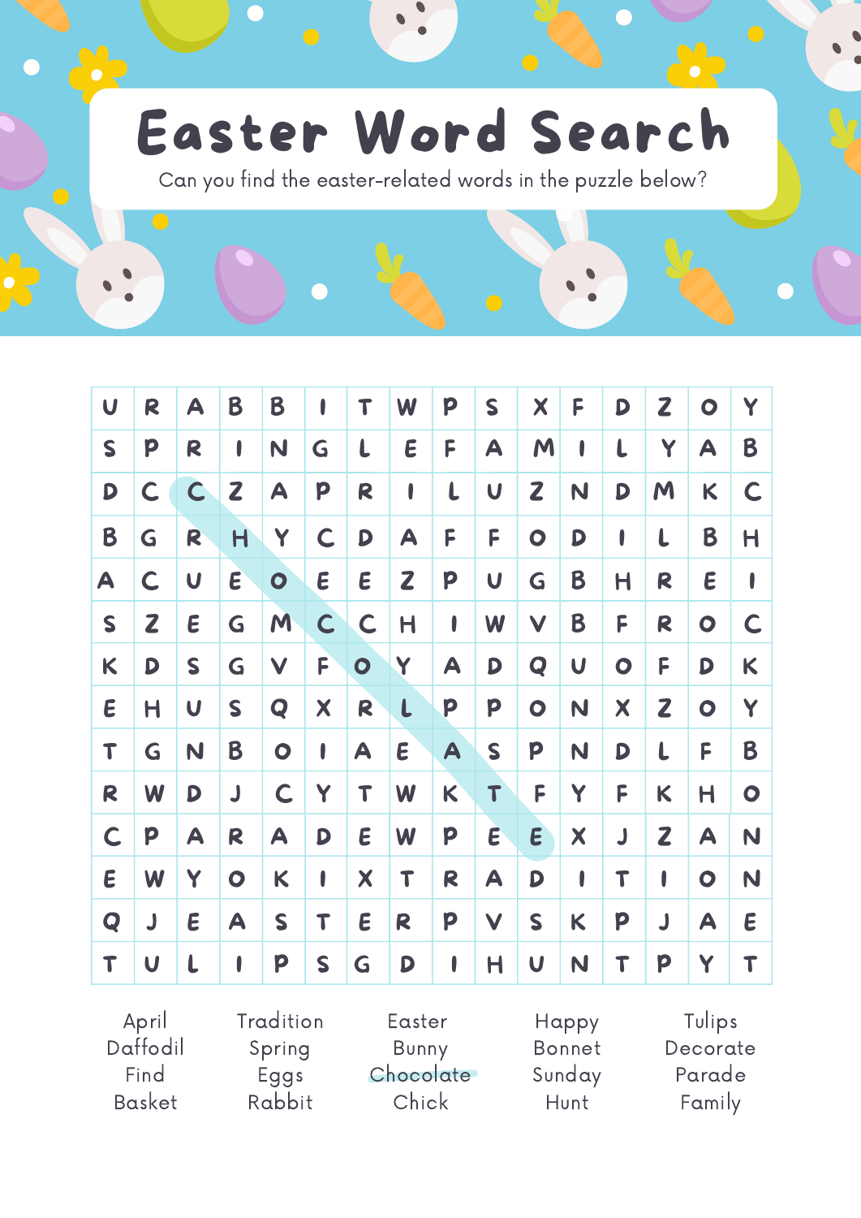# Easter Word Search

Can you find the easter-related words in the puzzle below?

| | | | | | | | | | | | | | | | |
|---|---|---|---|---|---|---|---|---|---|---|---|---|---|---|---|
| U | R | A | B | B | I | T | W | P | S | X | F | D | Z | O | Y |
| S | P | R | I | N | G | L | E | F | A | M | I | L | Y | A | B |
| D | C | C | Z | A | P | R | I | L | U | Z | N | D | M | K | C |
| B | G | R | H | Y | C | D | A | F | F | O | D | I | L | B | H |
| A | C | U | E | O | E | E | Z | P | U | G | B | H | R | E | I |
| S | Z | E | G | M | C | C | H | I | W | V | B | F | R | O | C |
| K | D | S | G | V | F | O | Y | A | D | Q | U | O | F | D | K |
| E | H | U | S | Q | X | R | L | P | P | O | N | X | Z | O | Y |
| T | G | N | B | O | I | A | E | A | S | P | N | D | L | F | B |
| R | W | D | J | C | Y | T | W | K | T | F | Y | F | K | H | O |
| C | P | A | R | A | D | E | W | P | E | E | X | J | Z | A | N |
| E | W | Y | O | K | I | X | T | R | A | D | I | T | I | O | N |
| Q | J | E | A | S | T | E | R | P | V | S | K | P | J | A | E |
| T | U | L | I | P | S | G | D | I | H | U | N | T | P | Y | T |

| | | | | |
|---|---|---|---|---|
| April | Tradition | Easter | Happy | Tulips |
| Daffodil | Spring | Bunny | Bonnet | Decorate |
| Find | Eggs | ~~Chocolate~~ | Sunday | Parade |
| Basket | Rabbit | Chick | Hunt | Family |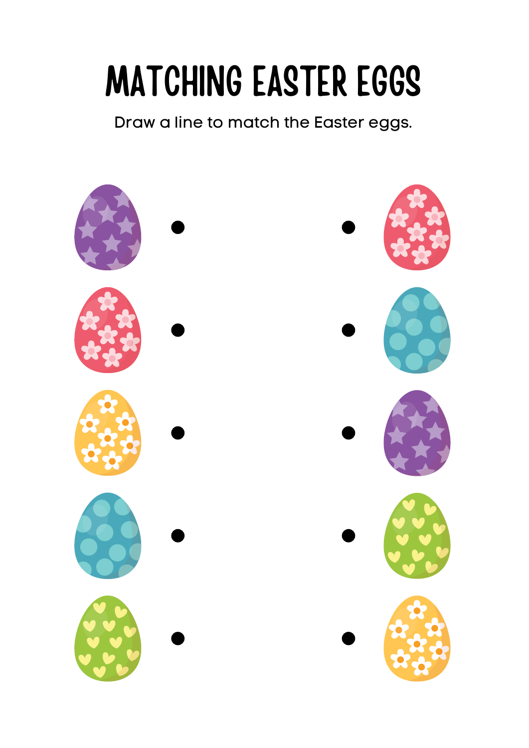# MATCHING EASTER EGGS

Draw a line to match the Easter eggs.